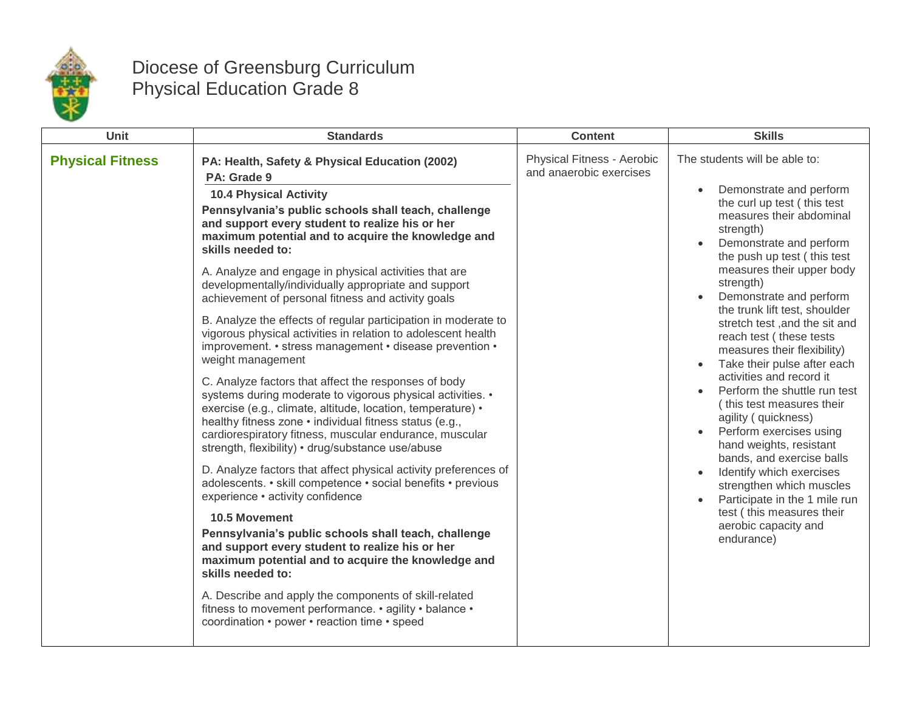# Diocese of Greensburg Curriculum
## Physical Education Grade 8

| Unit | Standards | Content | Skills |
|---|---|---|---|
| **Physical Fitness** | **PA: Health, Safety & Physical Education (2002)**<br>**PA: Grade 9**<br>**10.4 Physical Activity**<br>**Pennsylvania's public schools shall teach, challenge and support every student to realize his or her maximum potential and to acquire the knowledge and skills needed to:**<br>A. Analyze and engage in physical activities that are developmentally/individually appropriate and support achievement of personal fitness and activity goals<br>B. Analyze the effects of regular participation in moderate to vigorous physical activities in relation to adolescent health improvement. • stress management • disease prevention • weight management<br>C. Analyze factors that affect the responses of body systems during moderate to vigorous physical activities. • exercise (e.g., climate, altitude, location, temperature) • healthy fitness zone • individual fitness status (e.g., cardiorespiratory fitness, muscular endurance, muscular strength, flexibility) • drug/substance use/abuse<br>D. Analyze factors that affect physical activity preferences of adolescents. • skill competence • social benefits • previous experience • activity confidence<br>**10.5 Movement**<br>**Pennsylvania's public schools shall teach, challenge and support every student to realize his or her maximum potential and to acquire the knowledge and skills needed to:**<br>A. Describe and apply the components of skill-related fitness to movement performance. • agility • balance • coordination • power • reaction time • speed | Physical Fitness - Aerobic and anaerobic exercises | The students will be able to:<br>• Demonstrate and perform the curl up test ( this test measures their abdominal strength)<br>• Demonstrate and perform the push up test ( this test measures their upper body strength)<br>• Demonstrate and perform the trunk lift test, shoulder stretch test ,and the sit and reach test ( these tests measures their flexibility)<br>• Take their pulse after each activities and record it<br>• Perform the shuttle run test ( this test measures their agility ( quickness)<br>• Perform exercises using hand weights, resistant bands, and exercise balls<br>• Identify which exercises strengthen which muscles<br>• Participate in the 1 mile run test ( this measures their aerobic capacity and endurance) |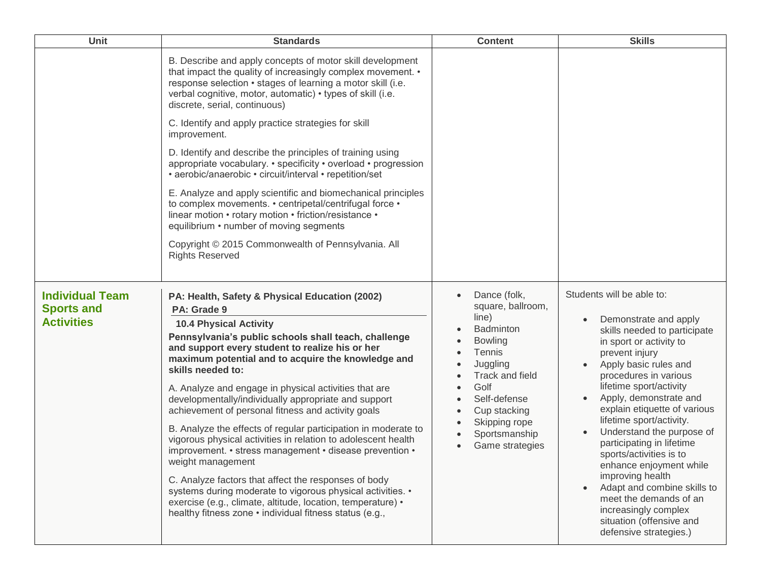| Unit | Standards | Content | Skills |
|---|---|---|---|
| | B. Describe and apply concepts of motor skill development that impact the quality of increasingly complex movement. • response selection • stages of learning a motor skill (i.e. verbal cognitive, motor, automatic) • types of skill (i.e. discrete, serial, continuous)<br><br>C. Identify and apply practice strategies for skill improvement.<br><br>D. Identify and describe the principles of training using appropriate vocabulary. • specificity • overload • progression • aerobic/anaerobic • circuit/interval • repetition/set<br><br>E. Analyze and apply scientific and biomechanical principles to complex movements. • centripetal/centrifugal force • linear motion • rotary motion • friction/resistance • equilibrium • number of moving segments<br><br>Copyright © 2015 Commonwealth of Pennsylvania. All Rights Reserved | | |
| **Individual Team Sports and Activities** | **PA: Health, Safety & Physical Education (2002)**<br>**PA: Grade 9**<br>**10.4 Physical Activity**<br>**Pennsylvania's public schools shall teach, challenge and support every student to realize his or her maximum potential and to acquire the knowledge and skills needed to:**<br><br>A. Analyze and engage in physical activities that are developmentally/individually appropriate and support achievement of personal fitness and activity goals<br><br>B. Analyze the effects of regular participation in moderate to vigorous physical activities in relation to adolescent health improvement. • stress management • disease prevention • weight management<br><br>C. Analyze factors that affect the responses of body systems during moderate to vigorous physical activities. • exercise (e.g., climate, altitude, location, temperature) • healthy fitness zone • individual fitness status (e.g., | • Dance (folk, square, ballroom, line)<br>• Badminton<br>• Bowling<br>• Tennis<br>• Juggling<br>• Track and field<br>• Golf<br>• Self-defense<br>• Cup stacking<br>• Skipping rope<br>• Sportsmanship<br>• Game strategies | Students will be able to:<br><br>• Demonstrate and apply skills needed to participate in sport or activity to prevent injury<br>• Apply basic rules and procedures in various lifetime sport/activity<br>• Apply, demonstrate and explain etiquette of various lifetime sport/activity.<br>• Understand the purpose of participating in lifetime sports/activities is to enhance enjoyment while improving health<br>• Adapt and combine skills to meet the demands of an increasingly complex situation (offensive and defensive strategies.) |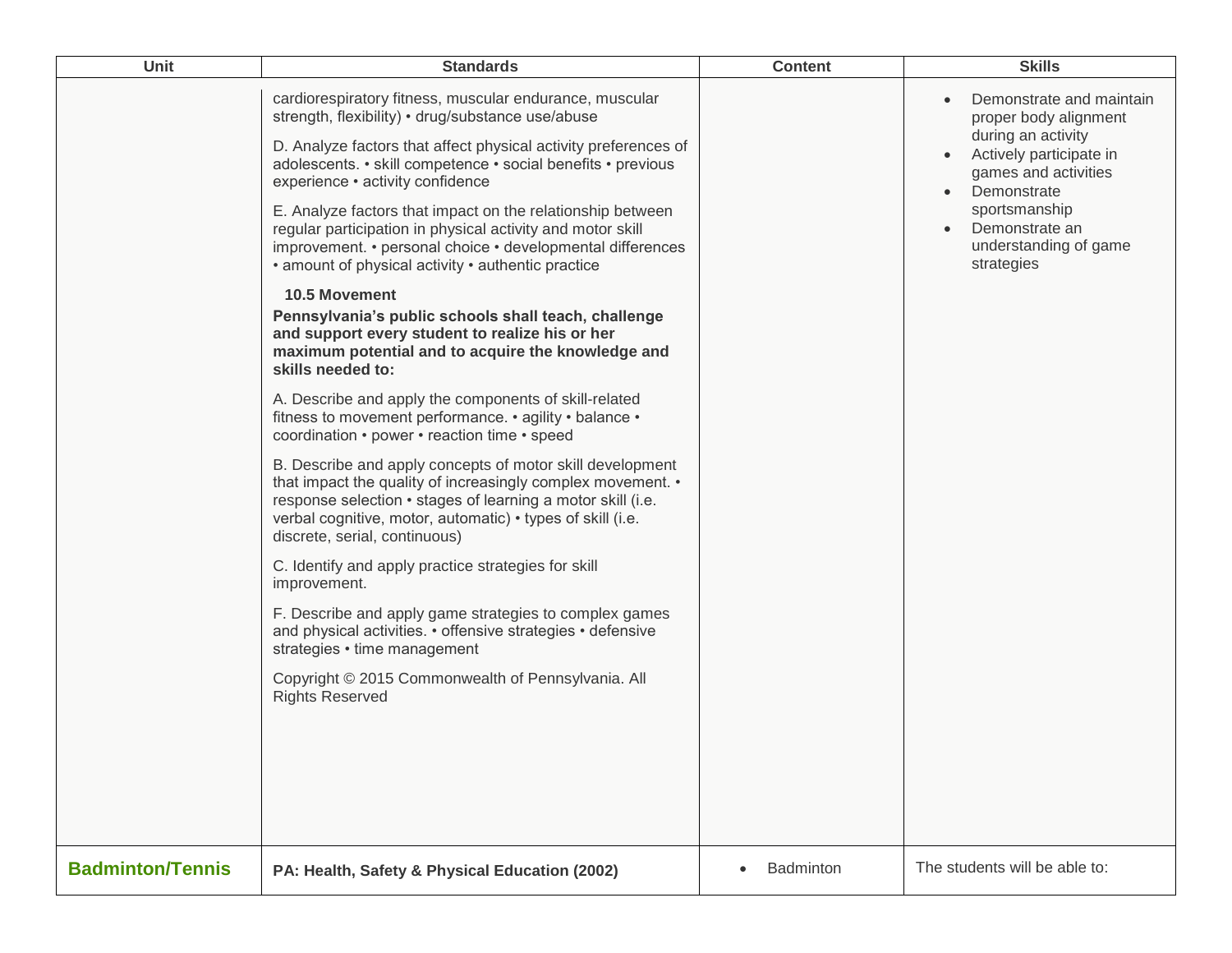| Unit | Standards | Content | Skills |
| --- | --- | --- | --- |
| | cardiorespiratory fitness, muscular endurance, muscular strength, flexibility) • drug/substance use/abuse<br><br>D. Analyze factors that affect physical activity preferences of adolescents. • skill competence • social benefits • previous experience • activity confidence<br><br>E. Analyze factors that impact on the relationship between regular participation in physical activity and motor skill improvement. • personal choice • developmental differences • amount of physical activity • authentic practice<br><br>**10.5 Movement**<br><br>**Pennsylvania's public schools shall teach, challenge and support every student to realize his or her maximum potential and to acquire the knowledge and skills needed to:**<br><br>A. Describe and apply the components of skill-related fitness to movement performance. • agility • balance • coordination • power • reaction time • speed<br><br>B. Describe and apply concepts of motor skill development that impact the quality of increasingly complex movement. • response selection • stages of learning a motor skill (i.e. verbal cognitive, motor, automatic) • types of skill (i.e. discrete, serial, continuous)<br><br>C. Identify and apply practice strategies for skill improvement.<br><br>F. Describe and apply game strategies to complex games and physical activities. • offensive strategies • defensive strategies • time management<br><br>Copyright © 2015 Commonwealth of Pennsylvania. All Rights Reserved | | • Demonstrate and maintain proper body alignment during an activity<br>• Actively participate in games and activities<br>• Demonstrate sportsmanship<br>• Demonstrate an understanding of game strategies |
| **Badminton/Tennis** | **PA: Health, Safety & Physical Education (2002)** | • Badminton | The students will be able to: |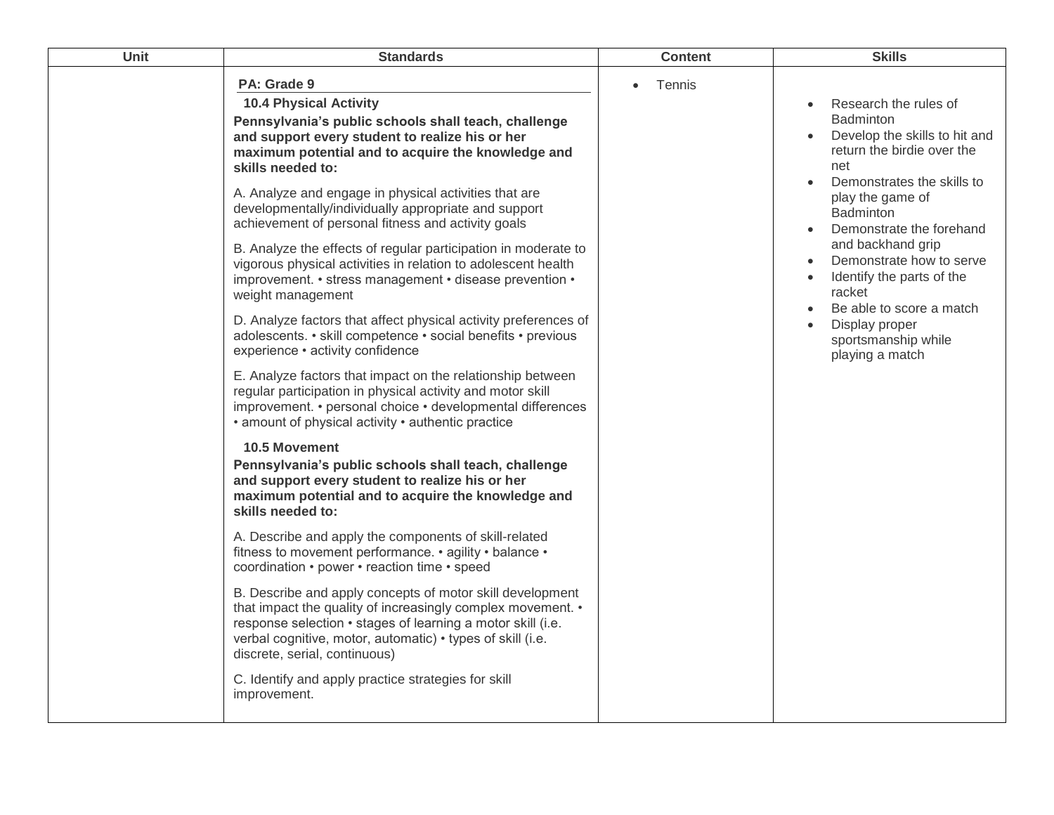| Unit | Standards | Content | Skills |
|---|---|---|---|
| | **PA: Grade 9**<br>**10.4 Physical Activity**<br>**Pennsylvania's public schools shall teach, challenge and support every student to realize his or her maximum potential and to acquire the knowledge and skills needed to:**<br>A. Analyze and engage in physical activities that are developmentally/individually appropriate and support achievement of personal fitness and activity goals<br>B. Analyze the effects of regular participation in moderate to vigorous physical activities in relation to adolescent health improvement. • stress management • disease prevention • weight management<br>D. Analyze factors that affect physical activity preferences of adolescents. • skill competence • social benefits • previous experience • activity confidence<br>E. Analyze factors that impact on the relationship between regular participation in physical activity and motor skill improvement. • personal choice • developmental differences • amount of physical activity • authentic practice<br>**10.5 Movement**<br>**Pennsylvania's public schools shall teach, challenge and support every student to realize his or her maximum potential and to acquire the knowledge and skills needed to:**<br>A. Describe and apply the components of skill-related fitness to movement performance. • agility • balance • coordination • power • reaction time • speed<br>B. Describe and apply concepts of motor skill development that impact the quality of increasingly complex movement. • response selection • stages of learning a motor skill (i.e. verbal cognitive, motor, automatic) • types of skill (i.e. discrete, serial, continuous)<br>C. Identify and apply practice strategies for skill improvement. | • Tennis | • Research the rules of Badminton<br>• Develop the skills to hit and return the birdie over the net<br>• Demonstrates the skills to play the game of Badminton<br>• Demonstrate the forehand and backhand grip<br>• Demonstrate how to serve<br>• Identify the parts of the racket<br>• Be able to score a match<br>• Display proper sportsmanship while playing a match |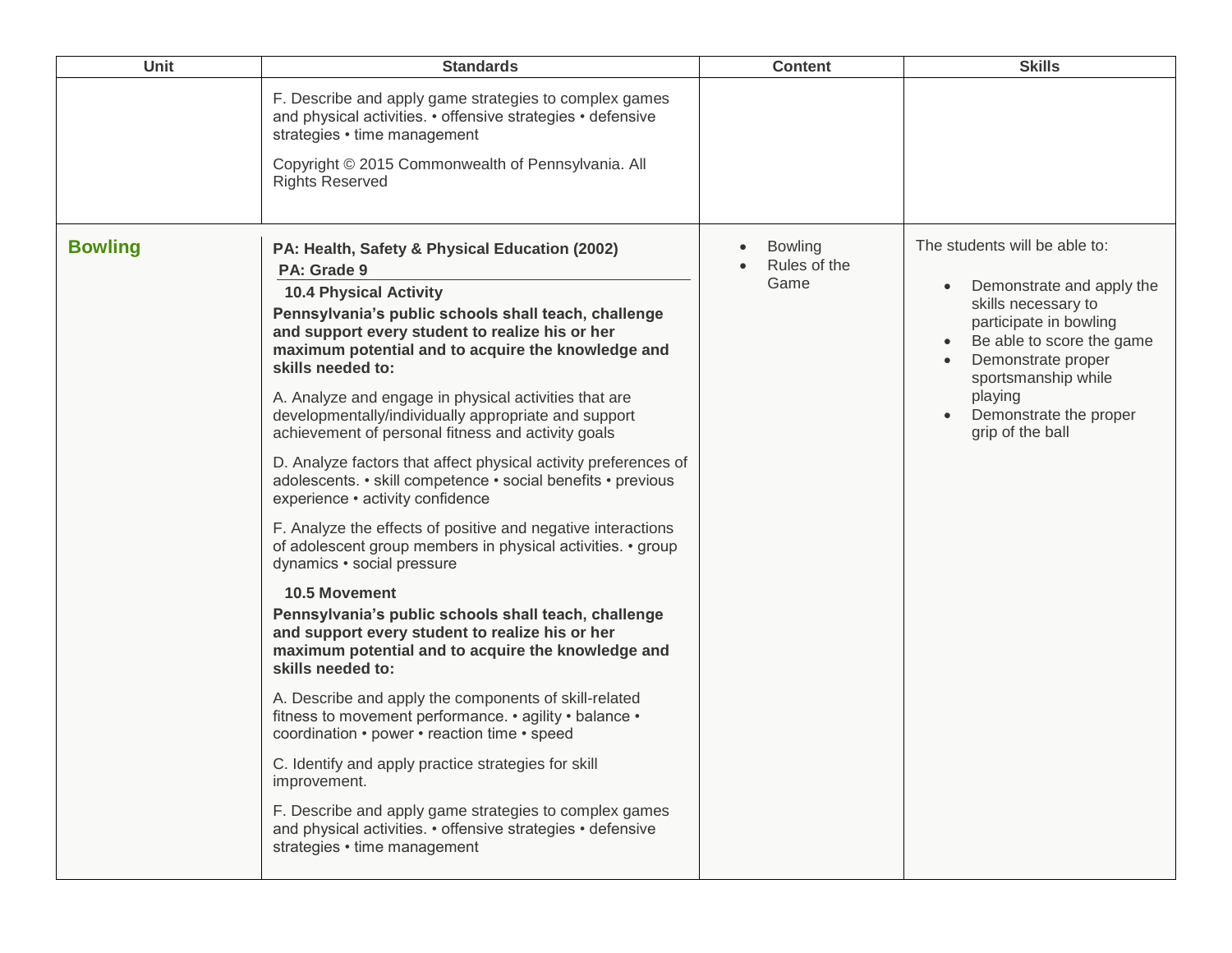| Unit | Standards | Content | Skills |
|---|---|---|---|
| | F. Describe and apply game strategies to complex games and physical activities. • offensive strategies • defensive strategies • time management<br><br>Copyright © 2015 Commonwealth of Pennsylvania. All Rights Reserved | | |
| **Bowling** | **PA: Health, Safety & Physical Education (2002)**<br>**PA: Grade 9**<br>**10.4 Physical Activity**<br>**Pennsylvania's public schools shall teach, challenge and support every student to realize his or her maximum potential and to acquire the knowledge and skills needed to:**<br><br>A. Analyze and engage in physical activities that are developmentally/individually appropriate and support achievement of personal fitness and activity goals<br><br>D. Analyze factors that affect physical activity preferences of adolescents. • skill competence • social benefits • previous experience • activity confidence<br><br>F. Analyze the effects of positive and negative interactions of adolescent group members in physical activities. • group dynamics • social pressure<br><br>**10.5 Movement**<br>**Pennsylvania's public schools shall teach, challenge and support every student to realize his or her maximum potential and to acquire the knowledge and skills needed to:**<br><br>A. Describe and apply the components of skill-related fitness to movement performance. • agility • balance • coordination • power • reaction time • speed<br><br>C. Identify and apply practice strategies for skill improvement.<br><br>F. Describe and apply game strategies to complex games and physical activities. • offensive strategies • defensive strategies • time management | • Bowling<br>• Rules of the Game | The students will be able to:<br><br>• Demonstrate and apply the skills necessary to participate in bowling<br>• Be able to score the game<br>• Demonstrate proper sportsmanship while playing<br>• Demonstrate the proper grip of the ball |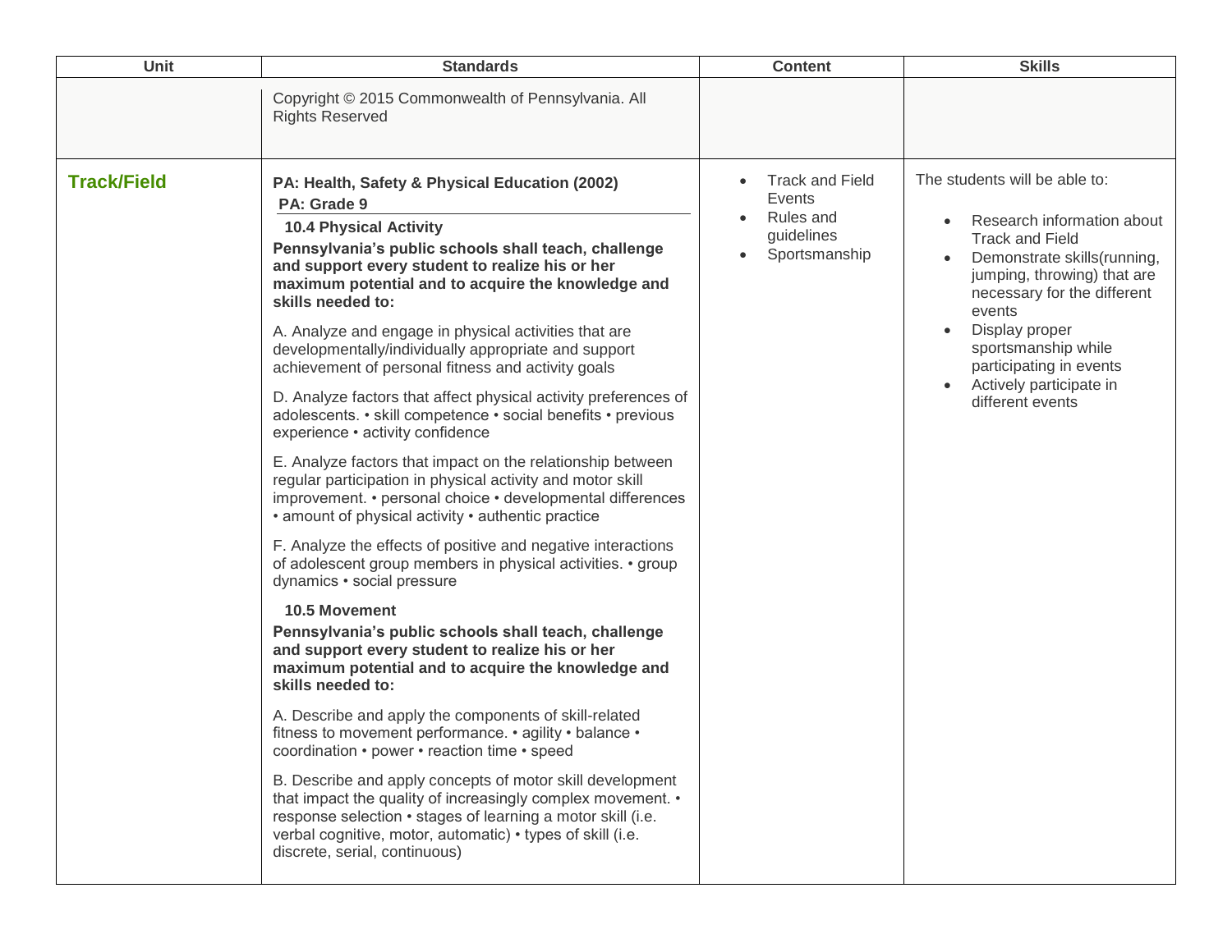| Unit | Standards | Content | Skills |
|---|---|---|---|
| | Copyright © 2015 Commonwealth of Pennsylvania. All Rights Reserved | | |
| **Track/Field** | **PA: Health, Safety & Physical Education (2002)**<br>**PA: Grade 9**<br>**10.4 Physical Activity**<br>**Pennsylvania's public schools shall teach, challenge and support every student to realize his or her maximum potential and to acquire the knowledge and skills needed to:**<br>A. Analyze and engage in physical activities that are developmentally/individually appropriate and support achievement of personal fitness and activity goals<br>D. Analyze factors that affect physical activity preferences of adolescents. • skill competence • social benefits • previous experience • activity confidence<br>E. Analyze factors that impact on the relationship between regular participation in physical activity and motor skill improvement. • personal choice • developmental differences • amount of physical activity • authentic practice<br>F. Analyze the effects of positive and negative interactions of adolescent group members in physical activities. • group dynamics • social pressure<br>**10.5 Movement**<br>**Pennsylvania's public schools shall teach, challenge and support every student to realize his or her maximum potential and to acquire the knowledge and skills needed to:**<br>A. Describe and apply the components of skill-related fitness to movement performance. • agility • balance • coordination • power • reaction time • speed<br>B. Describe and apply concepts of motor skill development that impact the quality of increasingly complex movement. • response selection • stages of learning a motor skill (i.e. verbal cognitive, motor, automatic) • types of skill (i.e. discrete, serial, continuous) | • Track and Field Events<br>• Rules and guidelines<br>• Sportsmanship | The students will be able to:<br>• Research information about Track and Field<br>• Demonstrate skills(running, jumping, throwing) that are necessary for the different events<br>• Display proper sportsmanship while participating in events<br>• Actively participate in different events |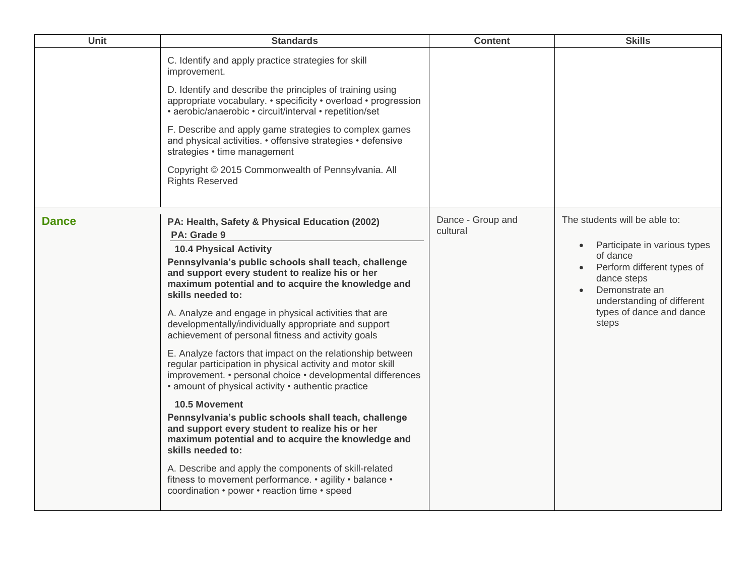| Unit | Standards | Content | Skills |
|---|---|---|---|
| | C. Identify and apply practice strategies for skill improvement.<br><br>D. Identify and describe the principles of training using appropriate vocabulary. • specificity • overload • progression • aerobic/anaerobic • circuit/interval • repetition/set<br><br>F. Describe and apply game strategies to complex games and physical activities. • offensive strategies • defensive strategies • time management<br><br>Copyright © 2015 Commonwealth of Pennsylvania. All Rights Reserved | | |
| **Dance** | **PA: Health, Safety & Physical Education (2002)**<br>**PA: Grade 9**<br>**10.4 Physical Activity**<br>**Pennsylvania's public schools shall teach, challenge and support every student to realize his or her maximum potential and to acquire the knowledge and skills needed to:**<br><br>A. Analyze and engage in physical activities that are developmentally/individually appropriate and support achievement of personal fitness and activity goals<br><br>E. Analyze factors that impact on the relationship between regular participation in physical activity and motor skill improvement. • personal choice • developmental differences • amount of physical activity • authentic practice<br><br>**10.5 Movement**<br>**Pennsylvania's public schools shall teach, challenge and support every student to realize his or her maximum potential and to acquire the knowledge and skills needed to:**<br><br>A. Describe and apply the components of skill-related fitness to movement performance. • agility • balance • coordination • power • reaction time • speed | Dance - Group and cultural | The students will be able to:<br><br>• Participate in various types of dance<br>• Perform different types of dance steps<br>• Demonstrate an understanding of different types of dance and dance steps |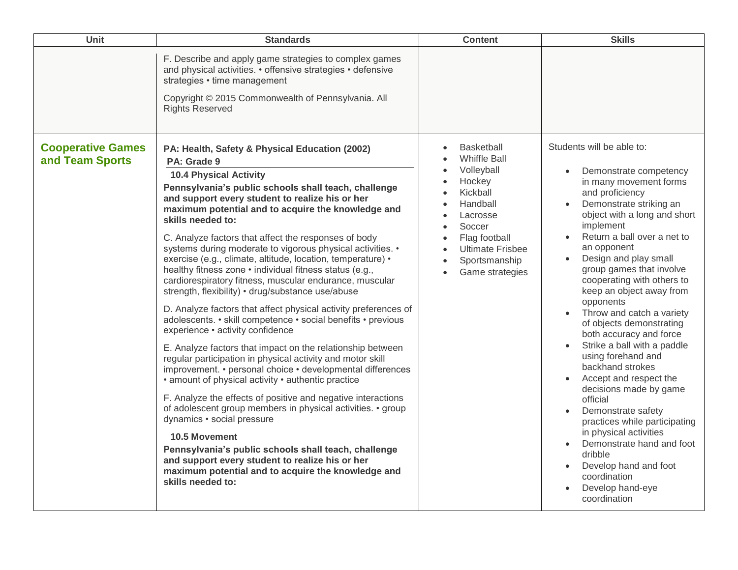| Unit | Standards | Content | Skills |
|---|---|---|---|
| | F. Describe and apply game strategies to complex games and physical activities. • offensive strategies • defensive strategies • time management<br><br>Copyright © 2015 Commonwealth of Pennsylvania. All Rights Reserved | | |
| **Cooperative Games and Team Sports** | **PA: Health, Safety & Physical Education (2002)**<br>**PA: Grade 9**<br>**10.4 Physical Activity**<br>**Pennsylvania's public schools shall teach, challenge and support every student to realize his or her maximum potential and to acquire the knowledge and skills needed to:**<br><br>C. Analyze factors that affect the responses of body systems during moderate to vigorous physical activities. • exercise (e.g., climate, altitude, location, temperature) • healthy fitness zone • individual fitness status (e.g., cardiorespiratory fitness, muscular endurance, muscular strength, flexibility) • drug/substance use/abuse<br><br>D. Analyze factors that affect physical activity preferences of adolescents. • skill competence • social benefits • previous experience • activity confidence<br><br>E. Analyze factors that impact on the relationship between regular participation in physical activity and motor skill improvement. • personal choice • developmental differences • amount of physical activity • authentic practice<br><br>F. Analyze the effects of positive and negative interactions of adolescent group members in physical activities. • group dynamics • social pressure<br><br>**10.5 Movement**<br>**Pennsylvania's public schools shall teach, challenge and support every student to realize his or her maximum potential and to acquire the knowledge and skills needed to:** | • Basketball<br>• Whiffle Ball<br>• Volleyball<br>• Hockey<br>• Kickball<br>• Handball<br>• Lacrosse<br>• Soccer<br>• Flag football<br>• Ultimate Frisbee<br>• Sportsmanship<br>• Game strategies | Students will be able to:<br><br>• Demonstrate competency in many movement forms and proficiency<br>• Demonstrate striking an object with a long and short implement<br>• Return a ball over a net to an opponent<br>• Design and play small group games that involve cooperating with others to keep an object away from opponents<br>• Throw and catch a variety of objects demonstrating both accuracy and force<br>• Strike a ball with a paddle using forehand and backhand strokes<br>• Accept and respect the decisions made by game official<br>• Demonstrate safety practices while participating in physical activities<br>• Demonstrate hand and foot dribble<br>• Develop hand and foot coordination<br>• Develop hand-eye coordination |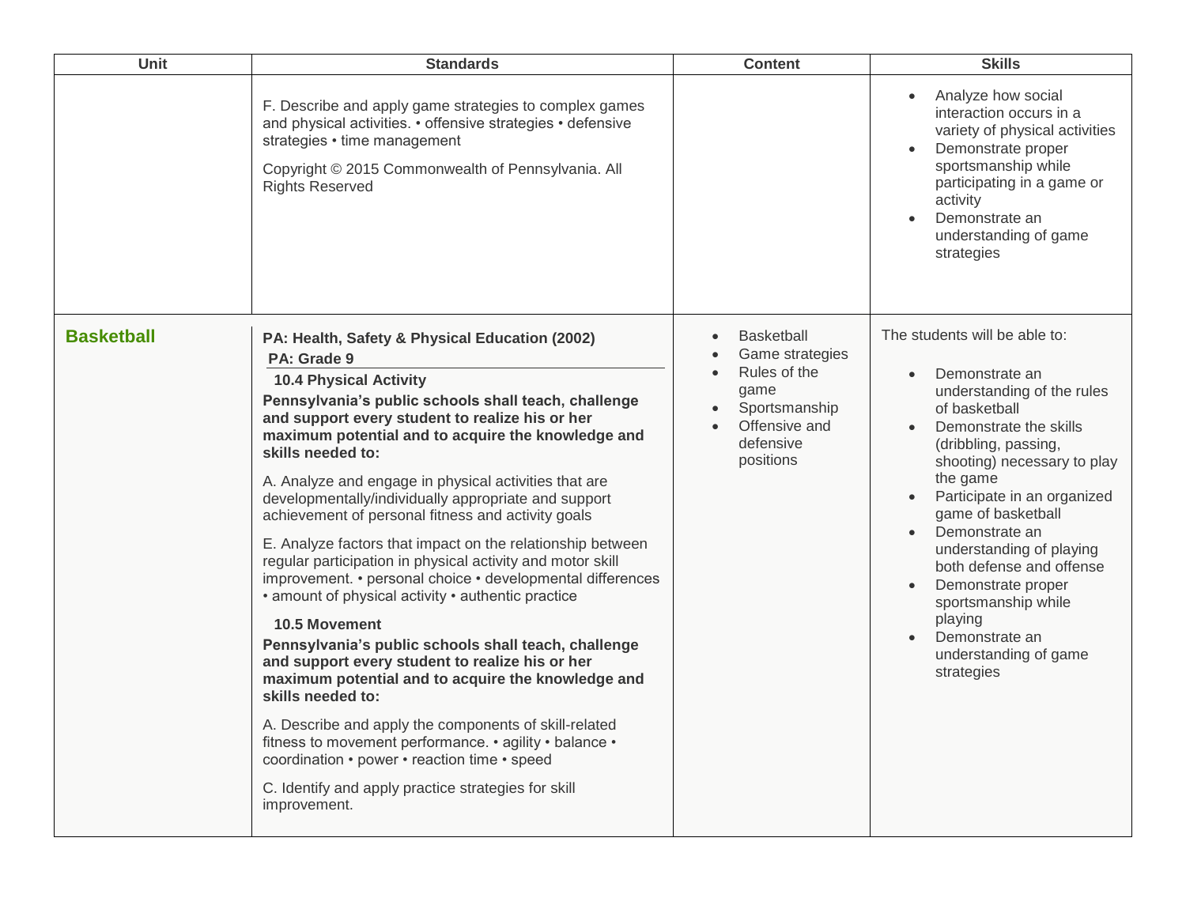| Unit | Standards | Content | Skills |
|---|---|---|---|
| | F. Describe and apply game strategies to complex games and physical activities. • offensive strategies • defensive strategies • time management<br><br>Copyright © 2015 Commonwealth of Pennsylvania. All Rights Reserved | | • Analyze how social interaction occurs in a variety of physical activities<br>• Demonstrate proper sportsmanship while participating in a game or activity<br>• Demonstrate an understanding of game strategies |
| **Basketball** | **PA: Health, Safety & Physical Education (2002)**<br>**PA: Grade 9**<br>**10.4 Physical Activity**<br>**Pennsylvania's public schools shall teach, challenge and support every student to realize his or her maximum potential and to acquire the knowledge and skills needed to:**<br><br>A. Analyze and engage in physical activities that are developmentally/individually appropriate and support achievement of personal fitness and activity goals<br><br>E. Analyze factors that impact on the relationship between regular participation in physical activity and motor skill improvement. • personal choice • developmental differences • amount of physical activity • authentic practice<br><br>**10.5 Movement**<br>**Pennsylvania's public schools shall teach, challenge and support every student to realize his or her maximum potential and to acquire the knowledge and skills needed to:**<br><br>A. Describe and apply the components of skill-related fitness to movement performance. • agility • balance • coordination • power • reaction time • speed<br><br>C. Identify and apply practice strategies for skill improvement. | • Basketball<br>• Game strategies<br>• Rules of the game<br>• Sportsmanship<br>• Offensive and defensive positions | The students will be able to:<br><br>• Demonstrate an understanding of the rules of basketball<br>• Demonstrate the skills (dribbling, passing, shooting) necessary to play the game<br>• Participate in an organized game of basketball<br>• Demonstrate an understanding of playing both defense and offense<br>• Demonstrate proper sportsmanship while playing<br>• Demonstrate an understanding of game strategies |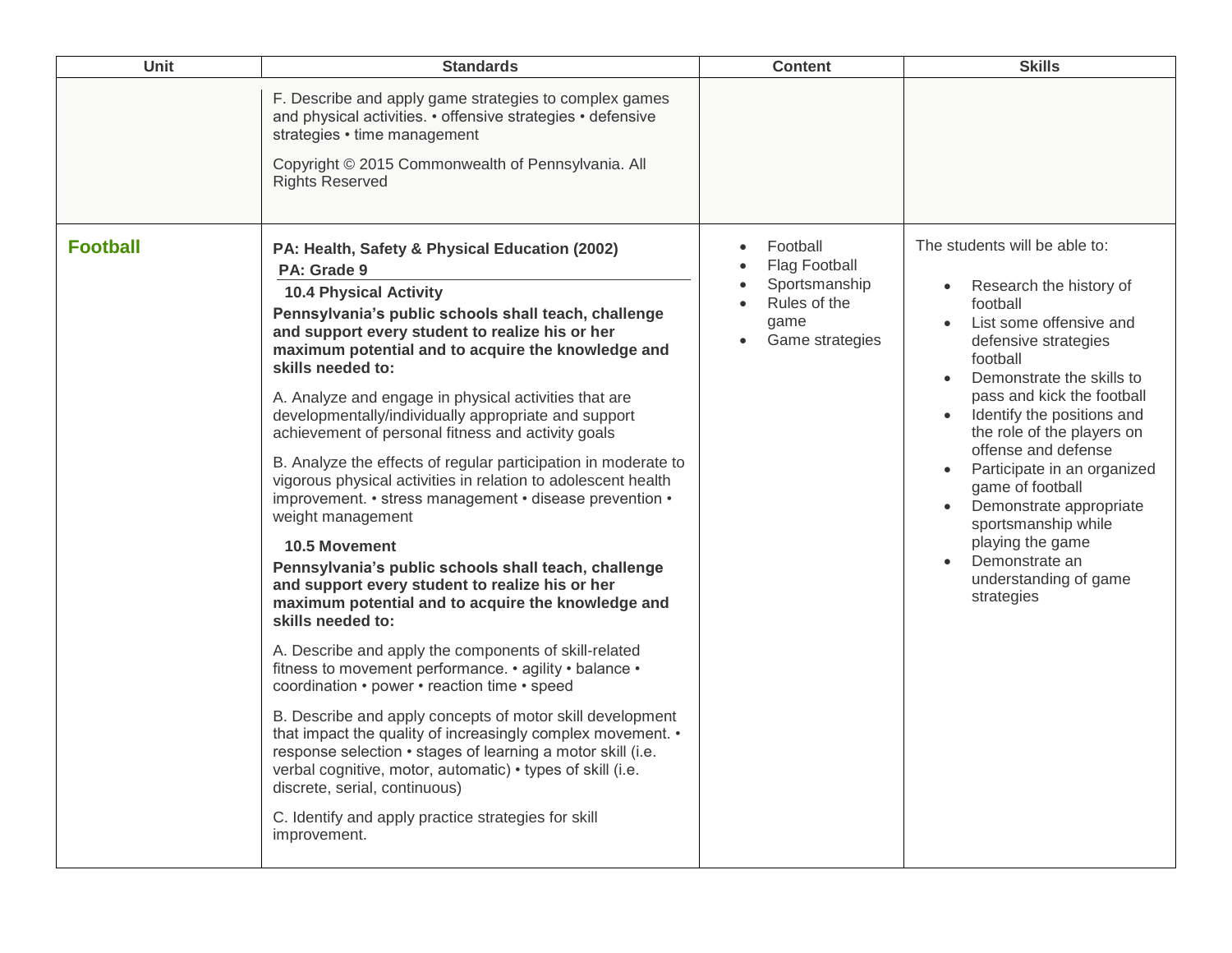| Unit | Standards | Content | Skills |
| --- | --- | --- | --- |
| | F. Describe and apply game strategies to complex games and physical activities. • offensive strategies • defensive strategies • time management<br><br>Copyright © 2015 Commonwealth of Pennsylvania. All Rights Reserved | | |
| **Football** | **PA: Health, Safety & Physical Education (2002)**<br>**PA: Grade 9**<br>**10.4 Physical Activity**<br>**Pennsylvania's public schools shall teach, challenge and support every student to realize his or her maximum potential and to acquire the knowledge and skills needed to:**<br><br>A. Analyze and engage in physical activities that are developmentally/individually appropriate and support achievement of personal fitness and activity goals<br><br>B. Analyze the effects of regular participation in moderate to vigorous physical activities in relation to adolescent health improvement. • stress management • disease prevention • weight management<br><br>**10.5 Movement**<br>**Pennsylvania's public schools shall teach, challenge and support every student to realize his or her maximum potential and to acquire the knowledge and skills needed to:**<br><br>A. Describe and apply the components of skill-related fitness to movement performance. • agility • balance • coordination • power • reaction time • speed<br><br>B. Describe and apply concepts of motor skill development that impact the quality of increasingly complex movement. • response selection • stages of learning a motor skill (i.e. verbal cognitive, motor, automatic) • types of skill (i.e. discrete, serial, continuous)<br><br>C. Identify and apply practice strategies for skill improvement. | • Football<br>• Flag Football<br>• Sportsmanship<br>• Rules of the game<br>• Game strategies | The students will be able to:<br><br>• Research the history of football<br>• List some offensive and defensive strategies football<br>• Demonstrate the skills to pass and kick the football<br>• Identify the positions and the role of the players on offense and defense<br>• Participate in an organized game of football<br>• Demonstrate appropriate sportsmanship while playing the game<br>• Demonstrate an understanding of game strategies |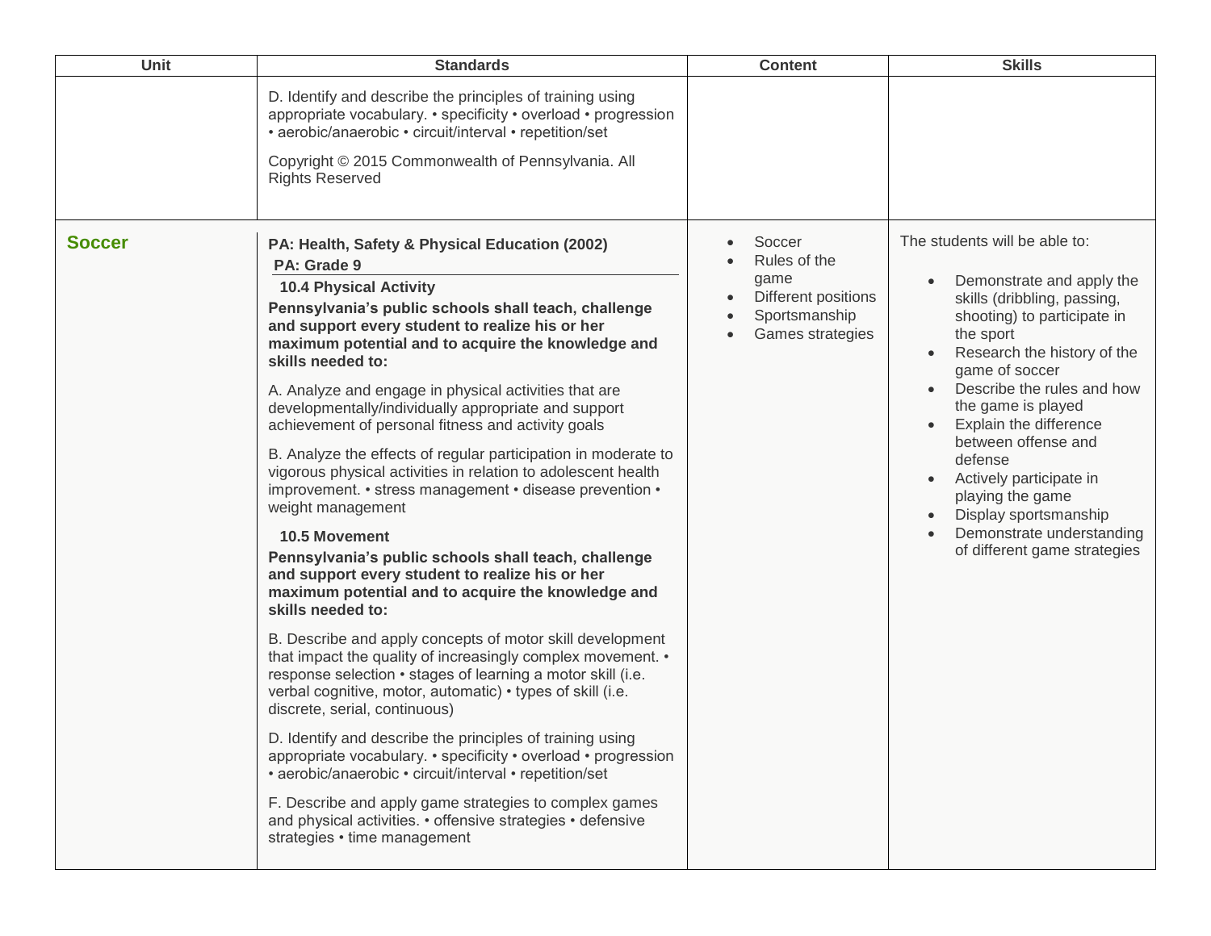| Unit | Standards | Content | Skills |
|---|---|---|---|
| | D. Identify and describe the principles of training using appropriate vocabulary. • specificity • overload • progression • aerobic/anaerobic • circuit/interval • repetition/set<br><br>Copyright © 2015 Commonwealth of Pennsylvania. All Rights Reserved | | |
| **Soccer** | **PA: Health, Safety & Physical Education (2002)**<br>**PA: Grade 9**<br>**10.4 Physical Activity**<br>**Pennsylvania's public schools shall teach, challenge and support every student to realize his or her maximum potential and to acquire the knowledge and skills needed to:**<br><br>A. Analyze and engage in physical activities that are developmentally/individually appropriate and support achievement of personal fitness and activity goals<br><br>B. Analyze the effects of regular participation in moderate to vigorous physical activities in relation to adolescent health improvement. • stress management • disease prevention • weight management<br><br>**10.5 Movement**<br>**Pennsylvania's public schools shall teach, challenge and support every student to realize his or her maximum potential and to acquire the knowledge and skills needed to:**<br><br>B. Describe and apply concepts of motor skill development that impact the quality of increasingly complex movement. • response selection • stages of learning a motor skill (i.e. verbal cognitive, motor, automatic) • types of skill (i.e. discrete, serial, continuous)<br><br>D. Identify and describe the principles of training using appropriate vocabulary. • specificity • overload • progression • aerobic/anaerobic • circuit/interval • repetition/set<br><br>F. Describe and apply game strategies to complex games and physical activities. • offensive strategies • defensive strategies • time management | • Soccer<br>• Rules of the game<br>• Different positions<br>• Sportsmanship<br>• Games strategies | The students will be able to:<br><br>• Demonstrate and apply the skills (dribbling, passing, shooting) to participate in the sport<br>• Research the history of the game of soccer<br>• Describe the rules and how the game is played<br>• Explain the difference between offense and defense<br>• Actively participate in playing the game<br>• Display sportsmanship<br>• Demonstrate understanding of different game strategies |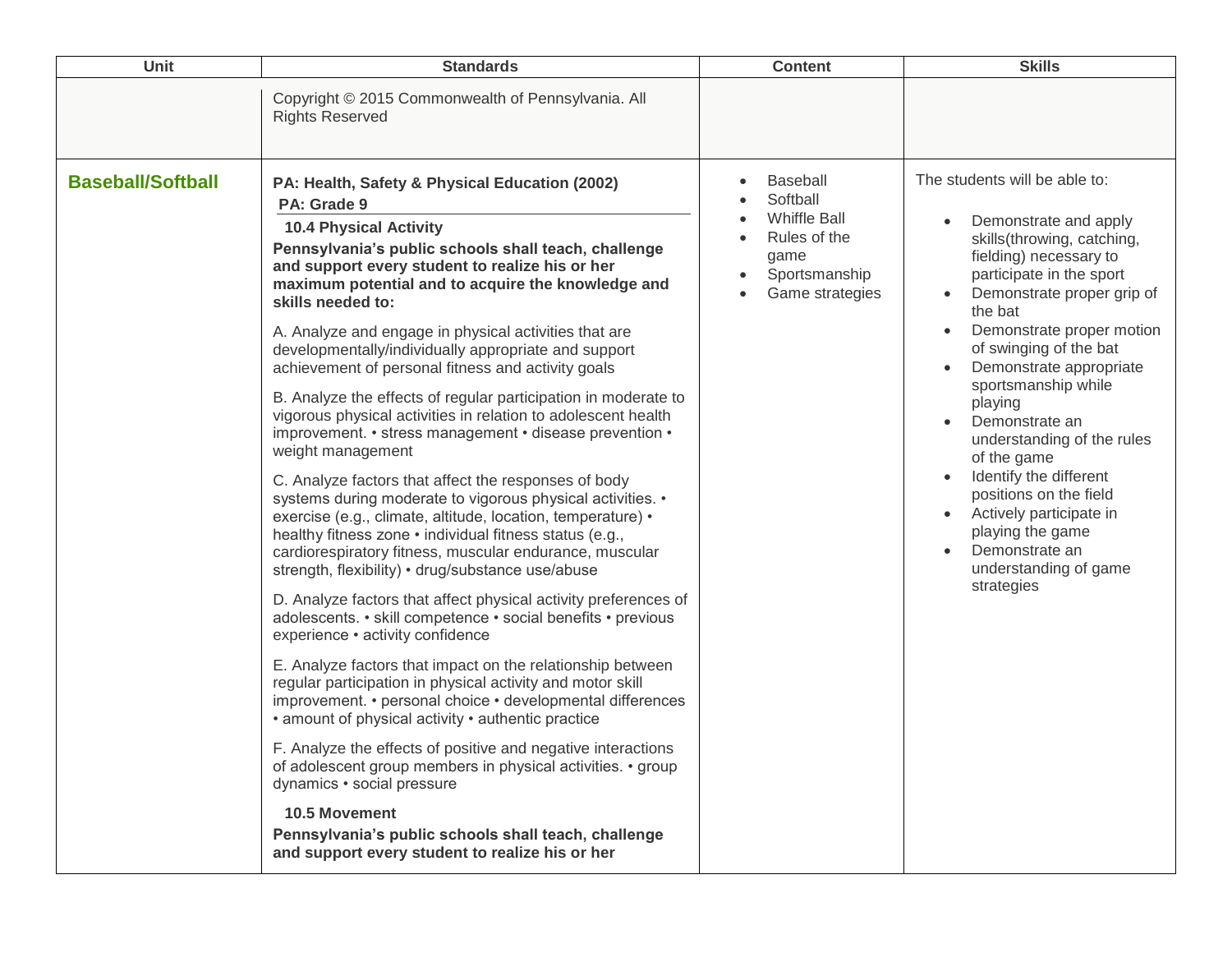| Unit | Standards | Content | Skills |
| --- | --- | --- | --- |
| | Copyright © 2015 Commonwealth of Pennsylvania. All Rights Reserved | | |
| **Baseball/Softball** | **PA: Health, Safety & Physical Education (2002)**<br>**PA: Grade 9**<br>**10.4 Physical Activity**<br>**Pennsylvania's public schools shall teach, challenge and support every student to realize his or her maximum potential and to acquire the knowledge and skills needed to:**<br><br>A. Analyze and engage in physical activities that are developmentally/individually appropriate and support achievement of personal fitness and activity goals<br><br>B. Analyze the effects of regular participation in moderate to vigorous physical activities in relation to adolescent health improvement. • stress management • disease prevention • weight management<br><br>C. Analyze factors that affect the responses of body systems during moderate to vigorous physical activities. • exercise (e.g., climate, altitude, location, temperature) • healthy fitness zone • individual fitness status (e.g., cardiorespiratory fitness, muscular endurance, muscular strength, flexibility) • drug/substance use/abuse<br><br>D. Analyze factors that affect physical activity preferences of adolescents. • skill competence • social benefits • previous experience • activity confidence<br><br>E. Analyze factors that impact on the relationship between regular participation in physical activity and motor skill improvement. • personal choice • developmental differences • amount of physical activity • authentic practice<br><br>F. Analyze the effects of positive and negative interactions of adolescent group members in physical activities. • group dynamics • social pressure<br><br>**10.5 Movement**<br>**Pennsylvania's public schools shall teach, challenge and support every student to realize his or her** | • Baseball<br>• Softball<br>• Whiffle Ball<br>• Rules of the game<br>• Sportsmanship<br>• Game strategies | The students will be able to:<br><br>• Demonstrate and apply skills(throwing, catching, fielding) necessary to participate in the sport<br>• Demonstrate proper grip of the bat<br>• Demonstrate proper motion of swinging of the bat<br>• Demonstrate appropriate sportsmanship while playing<br>• Demonstrate an understanding of the rules of the game<br>• Identify the different positions on the field<br>• Actively participate in playing the game<br>• Demonstrate an understanding of game strategies |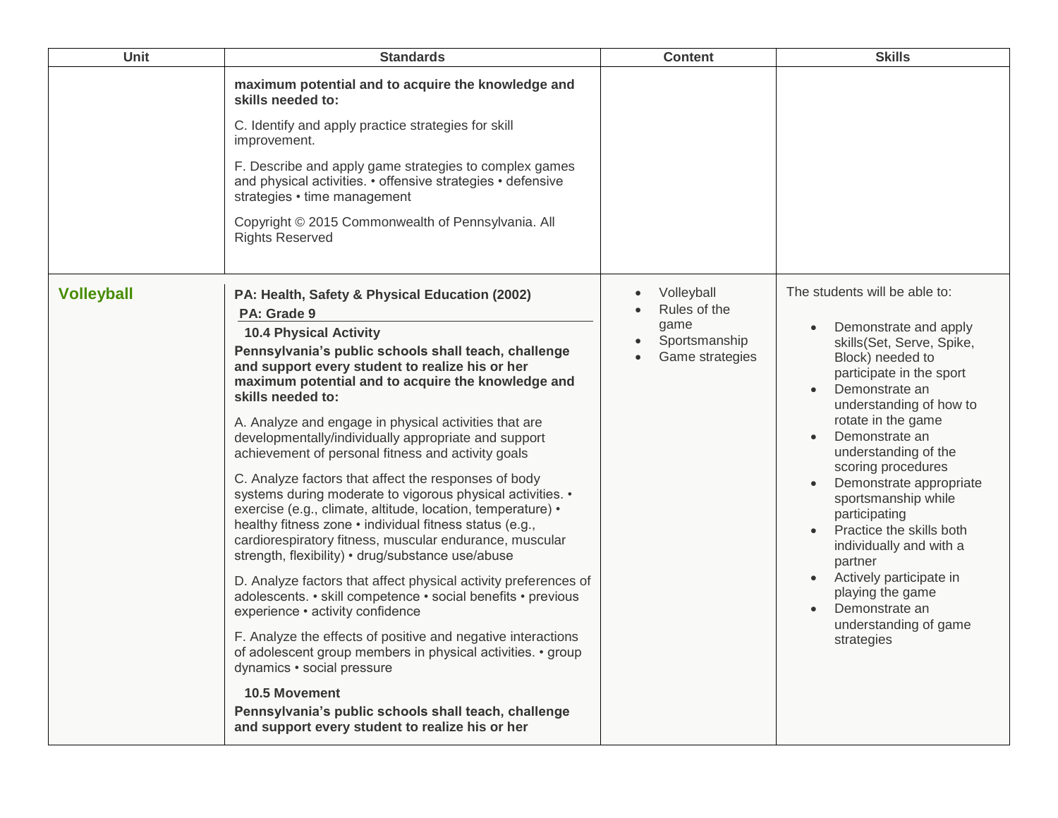| Unit | Standards | Content | Skills |
| --- | --- | --- | --- |
| | **maximum potential and to acquire the knowledge and skills needed to:**<br><br>C. Identify and apply practice strategies for skill improvement.<br><br>F. Describe and apply game strategies to complex games and physical activities. • offensive strategies • defensive strategies • time management<br><br>Copyright © 2015 Commonwealth of Pennsylvania. All Rights Reserved | | |
| **Volleyball** | **PA: Health, Safety & Physical Education (2002)**<br>**PA: Grade 9**<br>**10.4 Physical Activity**<br>**Pennsylvania's public schools shall teach, challenge and support every student to realize his or her maximum potential and to acquire the knowledge and skills needed to:**<br><br>A. Analyze and engage in physical activities that are developmentally/individually appropriate and support achievement of personal fitness and activity goals<br><br>C. Analyze factors that affect the responses of body systems during moderate to vigorous physical activities. • exercise (e.g., climate, altitude, location, temperature) • healthy fitness zone • individual fitness status (e.g., cardiorespiratory fitness, muscular endurance, muscular strength, flexibility) • drug/substance use/abuse<br><br>D. Analyze factors that affect physical activity preferences of adolescents. • skill competence • social benefits • previous experience • activity confidence<br><br>F. Analyze the effects of positive and negative interactions of adolescent group members in physical activities. • group dynamics • social pressure<br><br>**10.5 Movement**<br>**Pennsylvania's public schools shall teach, challenge and support every student to realize his or her** | • Volleyball<br>• Rules of the game<br>• Sportsmanship<br>• Game strategies | The students will be able to:<br><br>• Demonstrate and apply skills(Set, Serve, Spike, Block) needed to participate in the sport<br>• Demonstrate an understanding of how to rotate in the game<br>• Demonstrate an understanding of the scoring procedures<br>• Demonstrate appropriate sportsmanship while participating<br>• Practice the skills both individually and with a partner<br>• Actively participate in playing the game<br>• Demonstrate an understanding of game strategies |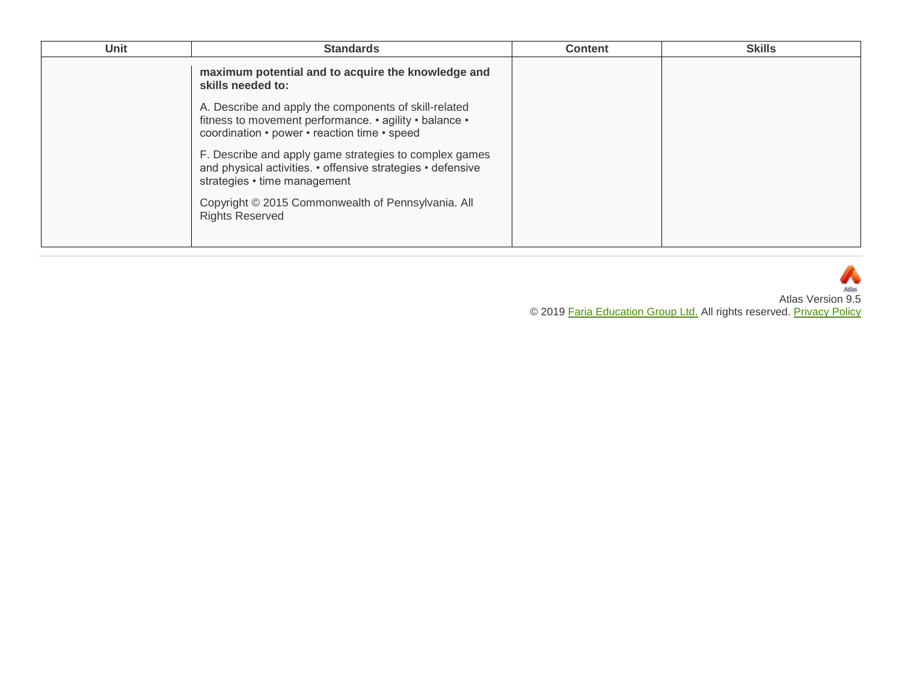| Unit | Standards | Content | Skills |
| --- | --- | --- | --- |
| | **maximum potential and to acquire the knowledge and skills needed to:**<br><br>A. Describe and apply the components of skill-related fitness to movement performance. • agility • balance • coordination • power • reaction time • speed<br><br>F. Describe and apply game strategies to complex games and physical activities. • offensive strategies • defensive strategies • time management<br><br>Copyright © 2015 Commonwealth of Pennsylvania. All Rights Reserved | | |

Atlas Version 9.5
© 2019 Faria Education Group Ltd. All rights reserved. Privacy Policy